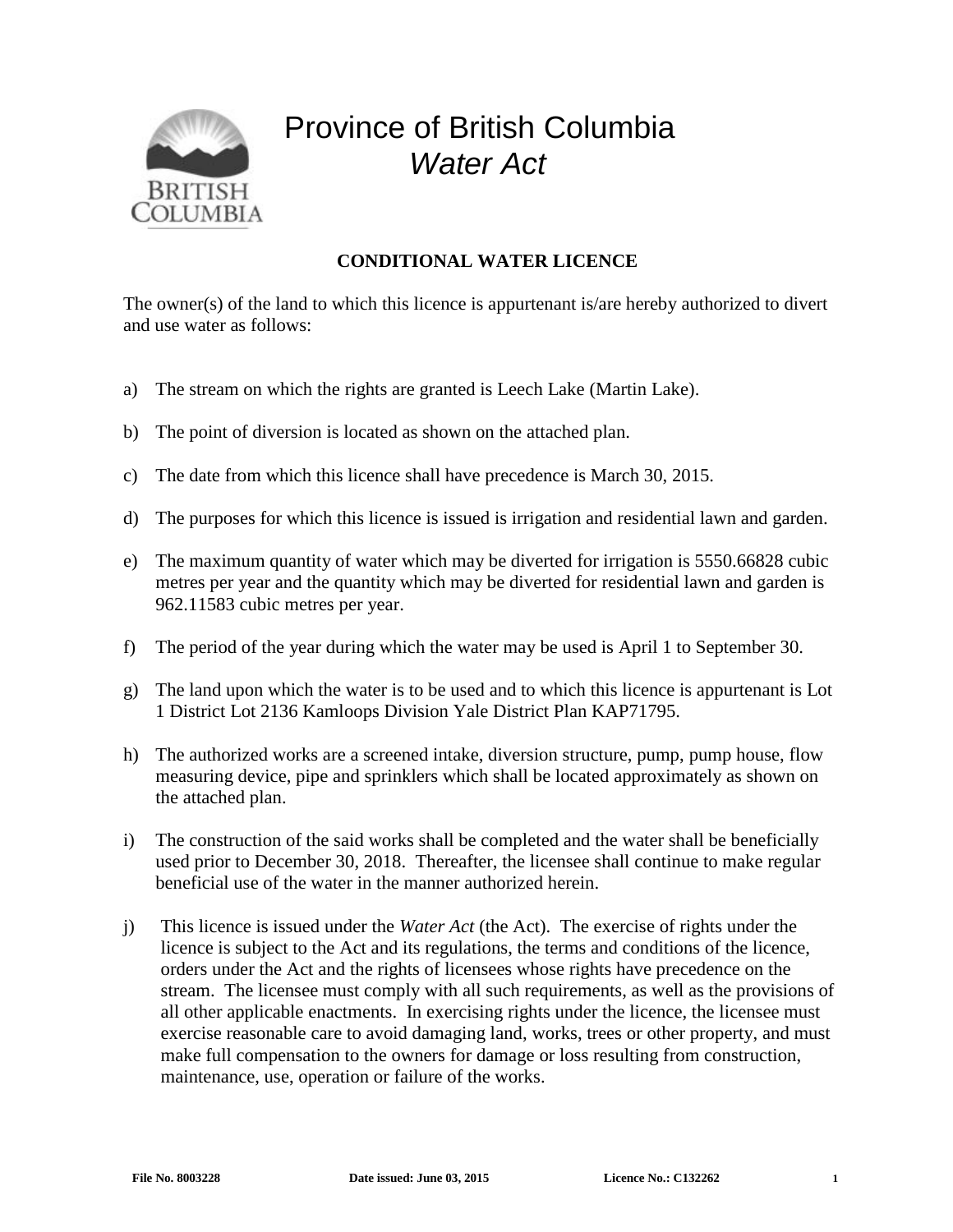# Province of British Columbia
## *Water Act*

**CONDITIONAL WATER LICENCE**

The owner(s) of the land to which this licence is appurtenant is/are hereby authorized to divert and use water as follows:

a) The stream on which the rights are granted is Leech Lake (Martin Lake).

b) The point of diversion is located as shown on the attached plan.

c) The date from which this licence shall have precedence is March 30, 2015.

d) The purposes for which this licence is issued is irrigation and residential lawn and garden.

e) The maximum quantity of water which may be diverted for irrigation is 5550.66828 cubic metres per year and the quantity which may be diverted for residential lawn and garden is 962.11583 cubic metres per year.

f) The period of the year during which the water may be used is April 1 to September 30.

g) The land upon which the water is to be used and to which this licence is appurtenant is Lot 1 District Lot 2136 Kamloops Division Yale District Plan KAP71795.

h) The authorized works are a screened intake, diversion structure, pump, pump house, flow measuring device, pipe and sprinklers which shall be located approximately as shown on the attached plan.

i) The construction of the said works shall be completed and the water shall be beneficially used prior to December 30, 2018. Thereafter, the licensee shall continue to make regular beneficial use of the water in the manner authorized herein.

j) This licence is issued under the *Water Act* (the Act). The exercise of rights under the licence is subject to the Act and its regulations, the terms and conditions of the licence, orders under the Act and the rights of licensees whose rights have precedence on the stream. The licensee must comply with all such requirements, as well as the provisions of all other applicable enactments. In exercising rights under the licence, the licensee must exercise reasonable care to avoid damaging land, works, trees or other property, and must make full compensation to the owners for damage or loss resulting from construction, maintenance, use, operation or failure of the works.

**File No. 8003228** **Date issued: June 03, 2015** **Licence No.: C132262**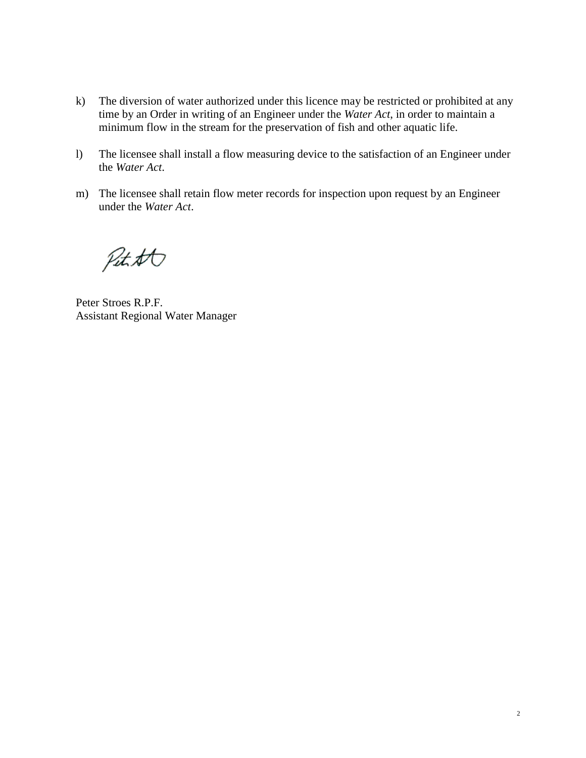k) The diversion of water authorized under this licence may be restricted or prohibited at any time by an Order in writing of an Engineer under the *Water Act*, in order to maintain a minimum flow in the stream for the preservation of fish and other aquatic life.

l) The licensee shall install a flow measuring device to the satisfaction of an Engineer under the *Water Act*.

m) The licensee shall retain flow meter records for inspection upon request by an Engineer under the *Water Act*.

Peter Stroes R.P.F.
Assistant Regional Water Manager